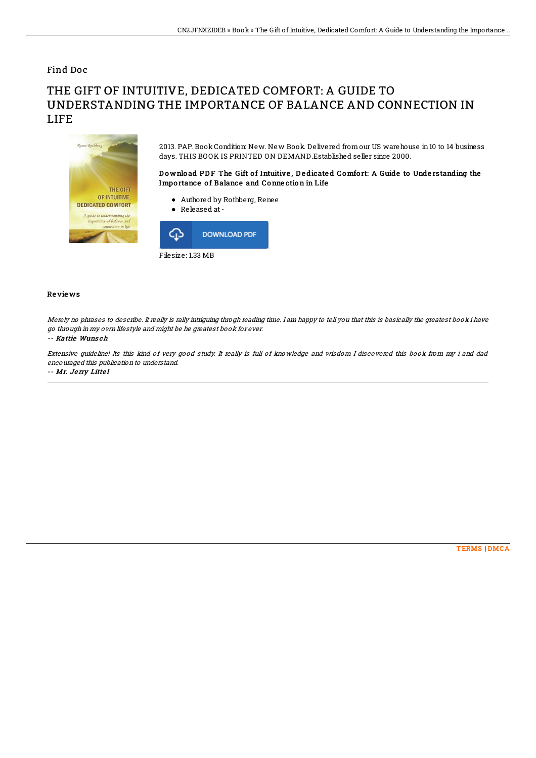Find Doc

# THE GIFT OF INTUITIVE, DEDICATED COMFORT: A GUIDE TO UNDERSTANDING THE IMPORTANCE OF BALANCE AND CONNECTION IN LIFE

2013. PAP. Book Condition: New. New Book. Delivered from our US warehouse in 10 to 14 business days. THIS BOOK IS PRINTED ON DEMAND.Established seller since 2000.

**Download PDF The Gift of Intuitive, Dedicated Comfort: A Guide to Understanding the Importance of Balance and Connection in Life**

- Authored by Rothberg, Renee
- Released at -

DOWNLOAD PDF

Filesize: 1.33 MB

## Reviews

*Merely no phrases to describe. It really is rally intriguing throgh reading time. I am happy to tell you that this is basically the greatest book i have go through in my own lifestyle and might be he greatest book for ever.*

-- ***Kattie Wunsch***

*Extensive guideline! Its this kind of very good study. It really is full of knowledge and wisdom I discovered this book from my i and dad encouraged this publication to understand.*

-- ***Mr. Jerry Littel***

TERMS | DMCA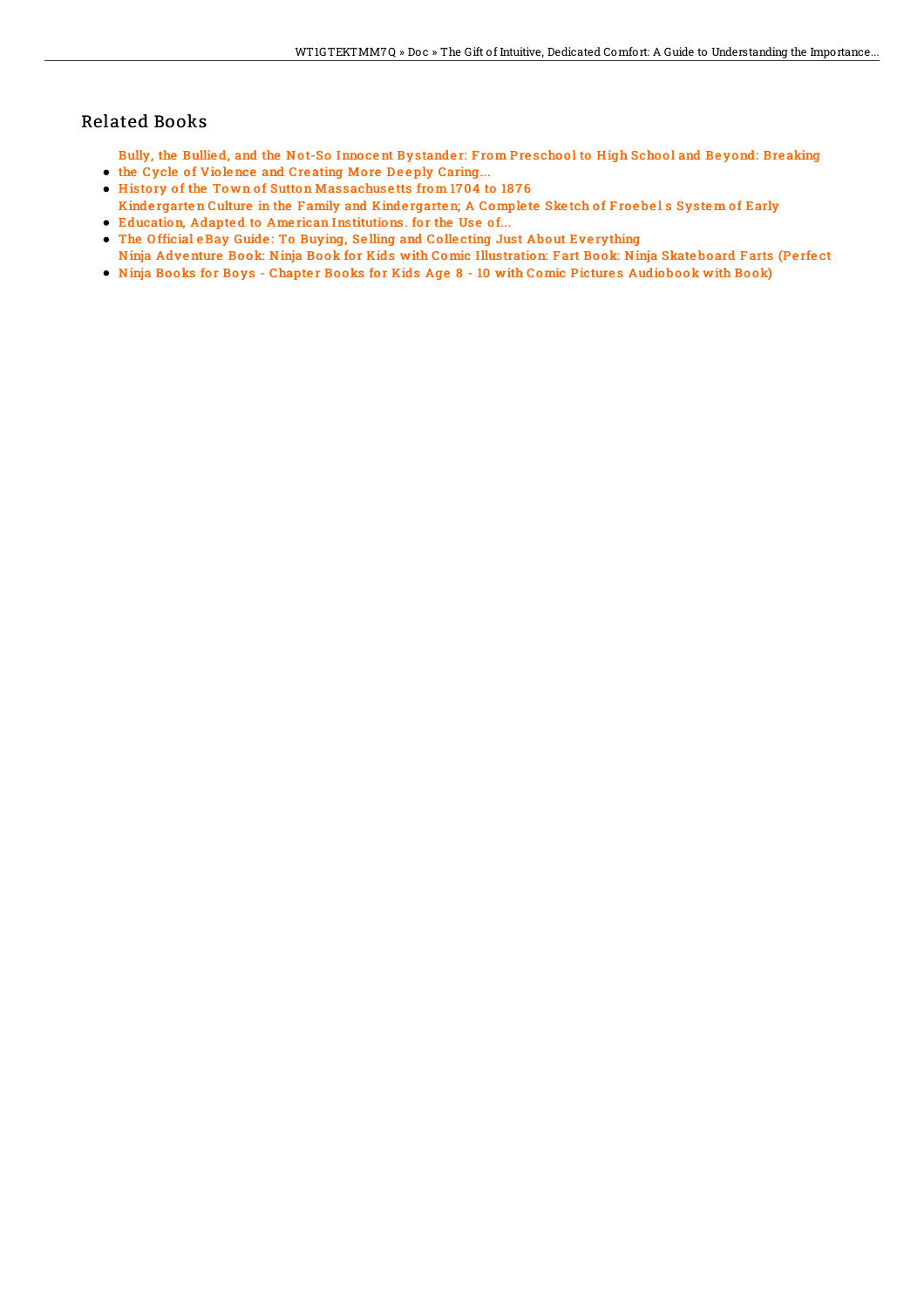## Related Books

- Bully, the Bullied, and the Not-So Innocent Bystander: From Preschool to High School and Beyond: Breaking the Cycle of Violence and Creating More Deeply Caring...
- History of the Town of Sutton Massachusetts from 1704 to 1876
- Kindergarten Culture in the Family and Kindergarten; A Complete Sketch of Froebel s System of Early Education, Adapted to American Institutions. for the Use of...
- The Official eBay Guide: To Buying, Selling and Collecting Just About Everything
- Ninja Adventure Book: Ninja Book for Kids with Comic Illustration: Fart Book: Ninja Skateboard Farts (Perfect Ninja Books for Boys - Chapter Books for Kids Age 8 - 10 with Comic Pictures Audiobook with Book)